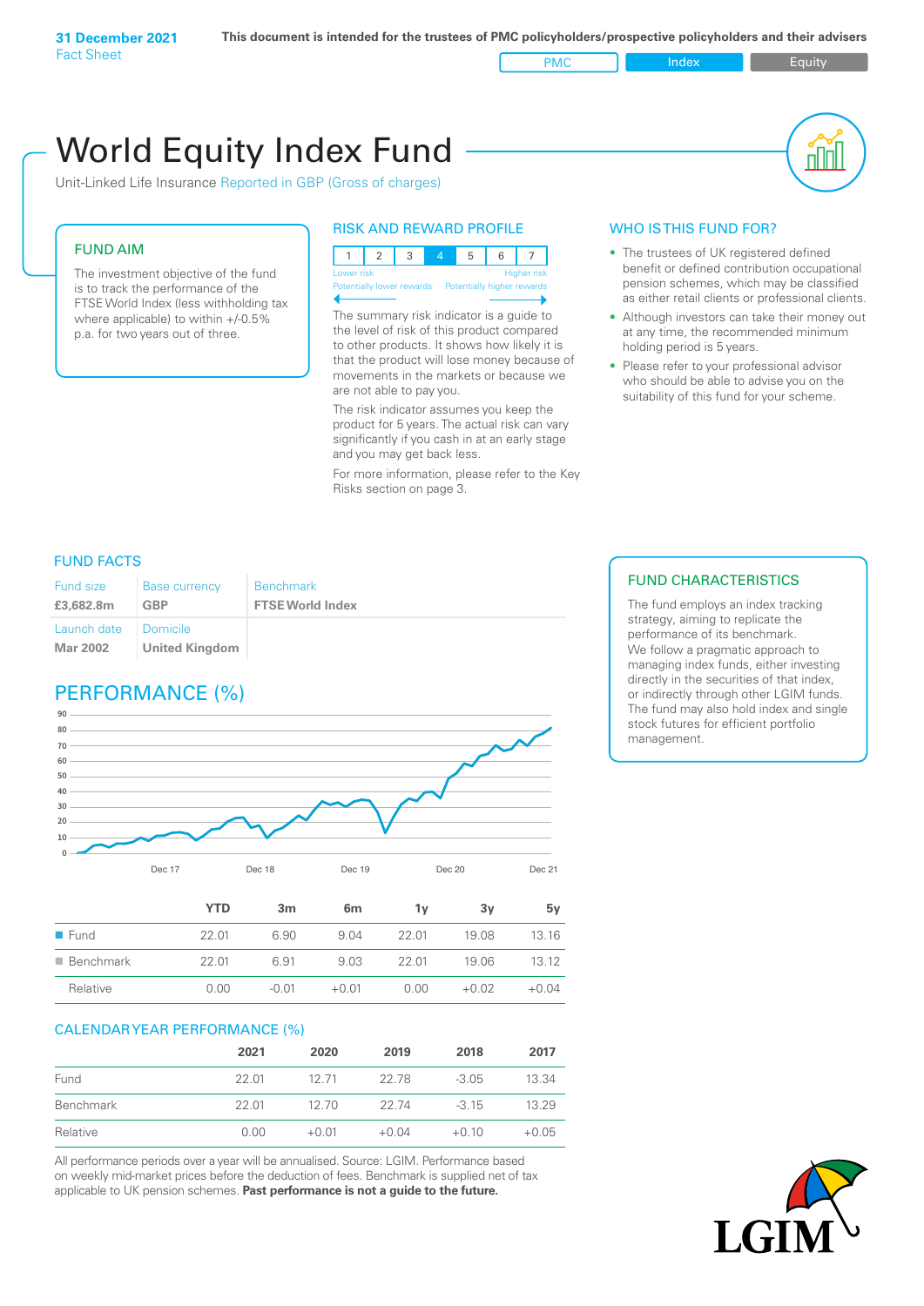**31 December 2021**
Fact Sheet

**This document is intended for the trustees of PMC policyholders/prospective policyholders and their advisers**

PMC | Index | Equity

# World Equity Index Fund

Unit-Linked Life Insurance Reported in GBP (Gross of charges)

## FUND AIM

The investment objective of the fund is to track the performance of the FTSE World Index (less withholding tax where applicable) to within +/-0.5% p.a. for two years out of three.

## RISK AND REWARD PROFILE

| 1 | 2 | 3 | 4 | 5 | 6 | 7 |
|---|---|---|---|---|---|---|

Lower risk — Higher risk
Potentially lower rewards — Potentially higher rewards

The summary risk indicator is a guide to the level of risk of this product compared to other products. It shows how likely it is that the product will lose money because of movements in the markets or because we are not able to pay you.

The risk indicator assumes you keep the product for 5 years. The actual risk can vary significantly if you cash in at an early stage and you may get back less.

For more information, please refer to the Key Risks section on page 3.

## WHO IS THIS FUND FOR?

- The trustees of UK registered defined benefit or defined contribution occupational pension schemes, which may be classified as either retail clients or professional clients.
- Although investors can take their money out at any time, the recommended minimum holding period is 5 years.
- Please refer to your professional advisor who should be able to advise you on the suitability of this fund for your scheme.

## FUND FACTS

| Fund size | Base currency | Benchmark |
|---|---|---|
| **£3,682.8m** | **GBP** | **FTSE World Index** |
| **Launch date** | **Domicile** | |
| **Mar 2002** | **United Kingdom** | |

## FUND CHARACTERISTICS

The fund employs an index tracking strategy, aiming to replicate the performance of its benchmark. We follow a pragmatic approach to managing index funds, either investing directly in the securities of that index, or indirectly through other LGIM funds. The fund may also hold index and single stock futures for efficient portfolio management.

## PERFORMANCE (%)

| | YTD | 3m | 6m | 1y | 3y | 5y |
|---|---|---|---|---|---|---|
| Fund | 22.01 | 6.90 | 9.04 | 22.01 | 19.08 | 13.16 |
| Benchmark | 22.01 | 6.91 | 9.03 | 22.01 | 19.06 | 13.12 |
| Relative | 0.00 | -0.01 | +0.01 | 0.00 | +0.02 | +0.04 |

## CALENDAR YEAR PERFORMANCE (%)

| | 2021 | 2020 | 2019 | 2018 | 2017 |
|---|---|---|---|---|---|
| Fund | 22.01 | 12.71 | 22.78 | -3.05 | 13.34 |
| Benchmark | 22.01 | 12.70 | 22.74 | -3.15 | 13.29 |
| Relative | 0.00 | +0.01 | +0.04 | +0.10 | +0.05 |

All performance periods over a year will be annualised. Source: LGIM. Performance based on weekly mid-market prices before the deduction of fees. Benchmark is supplied net of tax applicable to UK pension schemes. **Past performance is not a guide to the future.**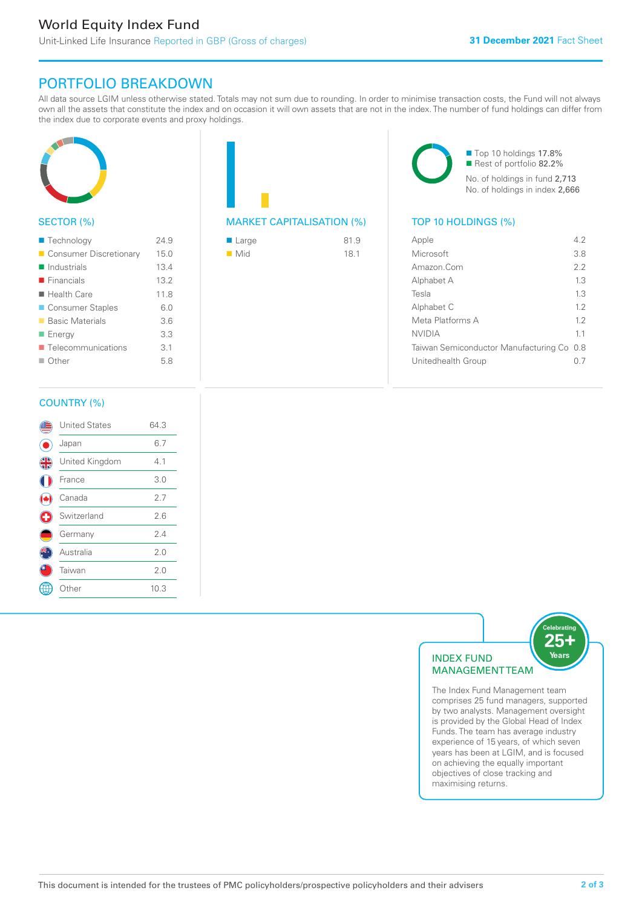# World Equity Index Fund

Unit-Linked Life Insurance Reported in GBP (Gross of charges)

**31 December 2021** Fact Sheet

## PORTFOLIO BREAKDOWN

All data source LGIM unless otherwise stated. Totals may not sum due to rounding. In order to minimise transaction costs, the Fund will not always own all the assets that constitute the index and on occasion it will own assets that are not in the index. The number of fund holdings can differ from the index due to corporate events and proxy holdings.

### SECTOR (%)

| Sector | % |
|---|---|
| Technology | 24.9 |
| Consumer Discretionary | 15.0 |
| Industrials | 13.4 |
| Financials | 13.2 |
| Health Care | 11.8 |
| Consumer Staples | 6.0 |
| Basic Materials | 3.6 |
| Energy | 3.3 |
| Telecommunications | 3.1 |
| Other | 5.8 |

### MARKET CAPITALISATION (%)

| Market Cap | % |
|---|---|
| Large | 81.9 |
| Mid | 18.1 |

### TOP 10 HOLDINGS (%)

Top 10 holdings 17.8%
Rest of portfolio 82.2%

No. of holdings in fund 2,713
No. of holdings in index 2,666

| Holding | % |
|---|---|
| Apple | 4.2 |
| Microsoft | 3.8 |
| Amazon.Com | 2.2 |
| Alphabet A | 1.3 |
| Tesla | 1.3 |
| Alphabet C | 1.2 |
| Meta Platforms A | 1.2 |
| NVIDIA | 1.1 |
| Taiwan Semiconductor Manufacturing Co | 0.8 |
| Unitedhealth Group | 0.7 |

### COUNTRY (%)

| Country | % |
|---|---|
| United States | 64.3 |
| Japan | 6.7 |
| United Kingdom | 4.1 |
| France | 3.0 |
| Canada | 2.7 |
| Switzerland | 2.6 |
| Germany | 2.4 |
| Australia | 2.0 |
| Taiwan | 2.0 |
| Other | 10.3 |

### INDEX FUND MANAGEMENT TEAM

Celebrating 25+ Years

The Index Fund Management team comprises 25 fund managers, supported by two analysts. Management oversight is provided by the Global Head of Index Funds. The team has average industry experience of 15 years, of which seven years has been at LGIM, and is focused on achieving the equally important objectives of close tracking and maximising returns.

This document is intended for the trustees of PMC policyholders/prospective policyholders and their advisers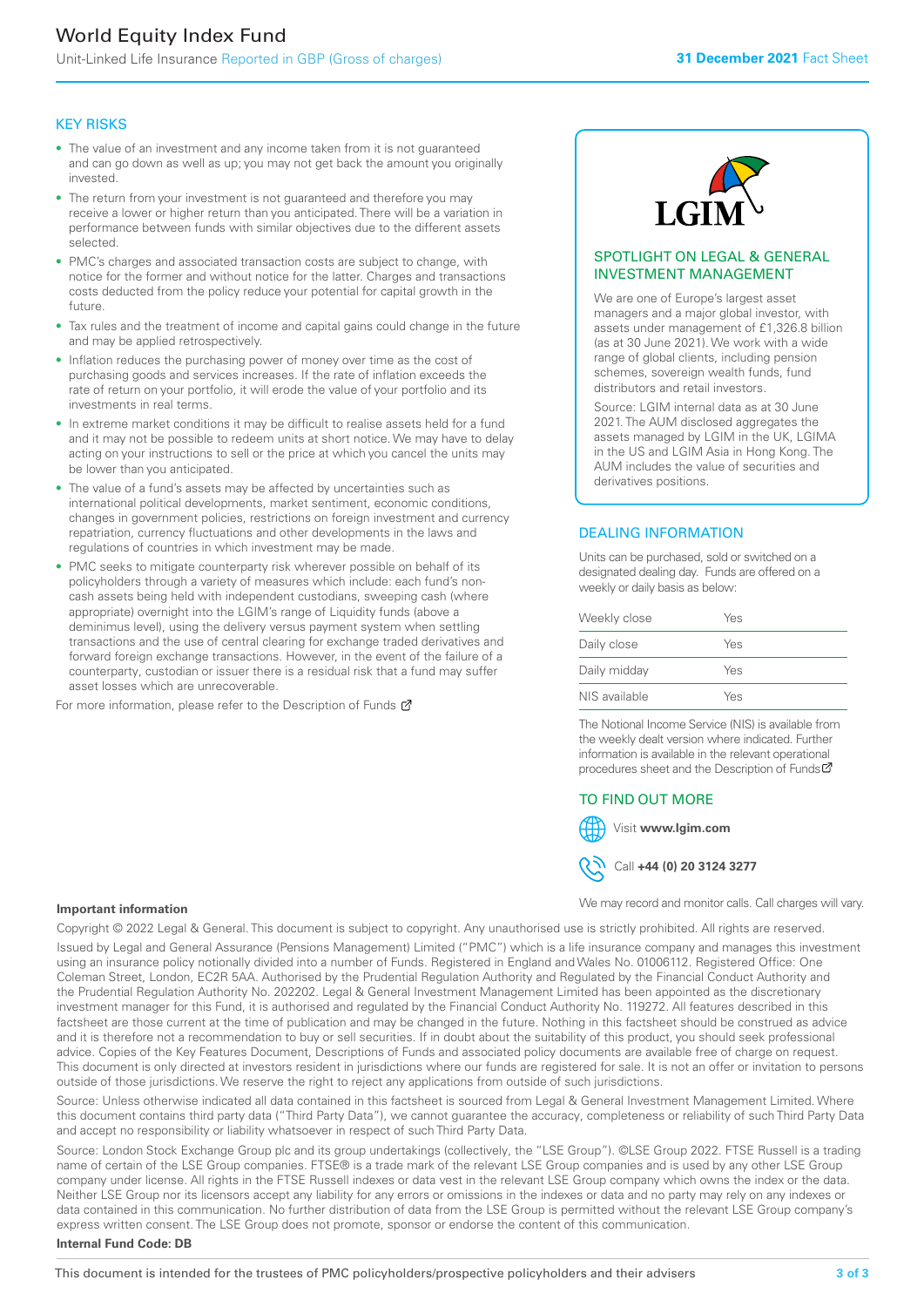# World Equity Index Fund

Unit-Linked Life Insurance Reported in GBP (Gross of charges)

**31 December 2021** Fact Sheet

## KEY RISKS

- The value of an investment and any income taken from it is not guaranteed and can go down as well as up; you may not get back the amount you originally invested.
- The return from your investment is not guaranteed and therefore you may receive a lower or higher return than you anticipated. There will be a variation in performance between funds with similar objectives due to the different assets selected.
- PMC's charges and associated transaction costs are subject to change, with notice for the former and without notice for the latter. Charges and transactions costs deducted from the policy reduce your potential for capital growth in the future.
- Tax rules and the treatment of income and capital gains could change in the future and may be applied retrospectively.
- Inflation reduces the purchasing power of money over time as the cost of purchasing goods and services increases. If the rate of inflation exceeds the rate of return on your portfolio, it will erode the value of your portfolio and its investments in real terms.
- In extreme market conditions it may be difficult to realise assets held for a fund and it may not be possible to redeem units at short notice. We may have to delay acting on your instructions to sell or the price at which you cancel the units may be lower than you anticipated.
- The value of a fund's assets may be affected by uncertainties such as international political developments, market sentiment, economic conditions, changes in government policies, restrictions on foreign investment and currency repatriation, currency fluctuations and other developments in the laws and regulations of countries in which investment may be made.
- PMC seeks to mitigate counterparty risk wherever possible on behalf of its policyholders through a variety of measures which include: each fund's non-cash assets being held with independent custodians, sweeping cash (where appropriate) overnight into the LGIM's range of Liquidity funds (above a deminimus level), using the delivery versus payment system when settling transactions and the use of central clearing for exchange traded derivatives and forward foreign exchange transactions. However, in the event of the failure of a counterparty, custodian or issuer there is a residual risk that a fund may suffer asset losses which are unrecoverable.

For more information, please refer to the Description of Funds

## SPOTLIGHT ON LEGAL & GENERAL INVESTMENT MANAGEMENT

We are one of Europe's largest asset managers and a major global investor, with assets under management of £1,326.8 billion (as at 30 June 2021). We work with a wide range of global clients, including pension schemes, sovereign wealth funds, fund distributors and retail investors.

Source: LGIM internal data as at 30 June 2021. The AUM disclosed aggregates the assets managed by LGIM in the UK, LGIMA in the US and LGIM Asia in Hong Kong. The AUM includes the value of securities and derivatives positions.

## DEALING INFORMATION

Units can be purchased, sold or switched on a designated dealing day. Funds are offered on a weekly or daily basis as below:

| | |
|---|---|
| Weekly close | Yes |
| Daily close | Yes |
| Daily midday | Yes |
| NIS available | Yes |

The Notional Income Service (NIS) is available from the weekly dealt version where indicated. Further information is available in the relevant operational procedures sheet and the Description of Funds

## TO FIND OUT MORE

Visit **www.lgim.com**

Call **+44 (0) 20 3124 3277**

We may record and monitor calls. Call charges will vary.

**Important information**

Copyright © 2022 Legal & General. This document is subject to copyright. Any unauthorised use is strictly prohibited. All rights are reserved.

Issued by Legal and General Assurance (Pensions Management) Limited ("PMC") which is a life insurance company and manages this investment using an insurance policy notionally divided into a number of Funds. Registered in England and Wales No. 01006112. Registered Office: One Coleman Street, London, EC2R 5AA. Authorised by the Prudential Regulation Authority and Regulated by the Financial Conduct Authority and the Prudential Regulation Authority No. 202202. Legal & General Investment Management Limited has been appointed as the discretionary investment manager for this Fund, it is authorised and regulated by the Financial Conduct Authority No. 119272. All features described in this factsheet are those current at the time of publication and may be changed in the future. Nothing in this factsheet should be construed as advice and it is therefore not a recommendation to buy or sell securities. If in doubt about the suitability of this product, you should seek professional advice. Copies of the Key Features Document, Descriptions of Funds and associated policy documents are available free of charge on request. This document is only directed at investors resident in jurisdictions where our funds are registered for sale. It is not an offer or invitation to persons outside of those jurisdictions. We reserve the right to reject any applications from outside of such jurisdictions.

Source: Unless otherwise indicated all data contained in this factsheet is sourced from Legal & General Investment Management Limited. Where this document contains third party data ("Third Party Data"), we cannot guarantee the accuracy, completeness or reliability of such Third Party Data and accept no responsibility or liability whatsoever in respect of such Third Party Data.

Source: London Stock Exchange Group plc and its group undertakings (collectively, the "LSE Group"). ©LSE Group 2022. FTSE Russell is a trading name of certain of the LSE Group companies. FTSE® is a trade mark of the relevant LSE Group companies and is used by any other LSE Group company under license. All rights in the FTSE Russell indexes or data vest in the relevant LSE Group company which owns the index or the data. Neither LSE Group nor its licensors accept any liability for any errors or omissions in the indexes or data and no party may rely on any indexes or data contained in this communication. No further distribution of data from the LSE Group is permitted without the relevant LSE Group company's express written consent. The LSE Group does not promote, sponsor or endorse the content of this communication.

**Internal Fund Code: DB**

This document is intended for the trustees of PMC policyholders/prospective policyholders and their advisers